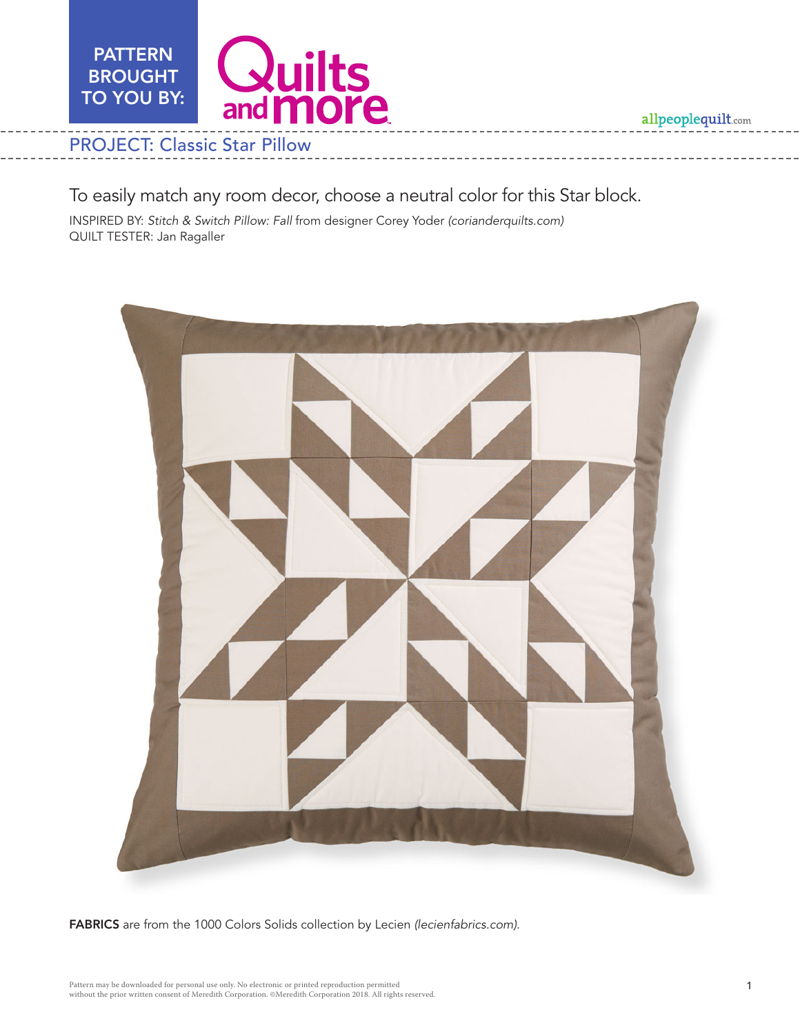PATTERN BROUGHT TO YOU BY: Quilts and more

allpeoplequilt.com

## PROJECT: Classic Star Pillow

To easily match any room decor, choose a neutral color for this Star block.

INSPIRED BY: *Stitch & Switch Pillow: Fall* from designer Corey Yoder *(corianderquilts.com)*
QUILT TESTER: Jan Ragaller

**FABRICS** are from the 1000 Colors Solids collection by Lecien *(lecienfabrics.com)*.

Pattern may be downloaded for personal use only. No electronic or printed reproduction permitted without the prior written consent of Meredith Corporation. ©Meredith Corporation 2018. All rights reserved.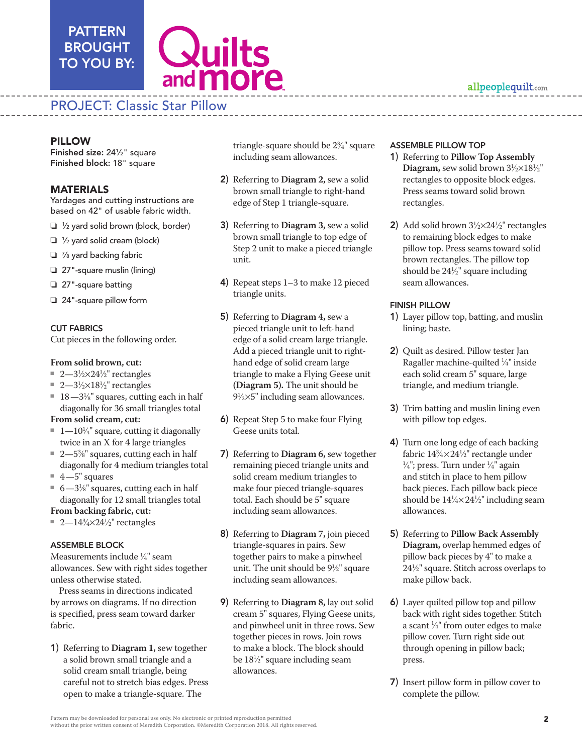PATTERN BROUGHT TO YOU BY: Quilts and more

allpeoplequilt.com

# PROJECT: Classic Star Pillow

## PILLOW

**Finished size:** 24½" square
**Finished block:** 18" square

## MATERIALS

Yardages and cutting instructions are based on 42" of usable fabric width.

- ❏ ½ yard solid brown (block, border)
- ❏ ½ yard solid cream (block)
- ❏ ⅞ yard backing fabric
- ❏ 27"-square muslin (lining)
- ❏ 27"-square batting
- ❏ 24"-square pillow form

### CUT FABRICS

Cut pieces in the following order.

**From solid brown, cut:**

- 2—3½×24½" rectangles
- 2—3½×18½" rectangles
- 18—3⅛" squares, cutting each in half diagonally for 36 small triangles total

**From solid cream, cut:**

- 1—10¼" square, cutting it diagonally twice in an X for 4 large triangles
- 2—5⅝" squares, cutting each in half diagonally for 4 medium triangles total
- 4—5" squares
- 6—3⅛" squares, cutting each in half diagonally for 12 small triangles total

**From backing fabric, cut:**

- 2—14¾×24½" rectangles

### ASSEMBLE BLOCK

Measurements include ¼" seam allowances. Sew with right sides together unless otherwise stated.

Press seams in directions indicated by arrows on diagrams. If no direction is specified, press seam toward darker fabric.

1) Referring to **Diagram 1,** sew together a solid brown small triangle and a solid cream small triangle, being careful not to stretch bias edges. Press open to make a triangle-square. The triangle-square should be 2¾" square including seam allowances.

2) Referring to **Diagram 2,** sew a solid brown small triangle to right-hand edge of Step 1 triangle-square.

3) Referring to **Diagram 3,** sew a solid brown small triangle to top edge of Step 2 unit to make a pieced triangle unit.

4) Repeat steps 1–3 to make 12 pieced triangle units.

5) Referring to **Diagram 4,** sew a pieced triangle unit to left-hand edge of a solid cream large triangle. Add a pieced triangle unit to right-hand edge of solid cream large triangle to make a Flying Geese unit **(Diagram 5).** The unit should be 9½×5" including seam allowances.

6) Repeat Step 5 to make four Flying Geese units total.

7) Referring to **Diagram 6,** sew together remaining pieced triangle units and solid cream medium triangles to make four pieced triangle-squares total. Each should be 5" square including seam allowances.

8) Referring to **Diagram 7,** join pieced triangle-squares in pairs. Sew together pairs to make a pinwheel unit. The unit should be 9½" square including seam allowances.

9) Referring to **Diagram 8,** lay out solid cream 5" squares, Flying Geese units, and pinwheel unit in three rows. Sew together pieces in rows. Join rows to make a block. The block should be 18½" square including seam allowances.

### ASSEMBLE PILLOW TOP

1) Referring to **Pillow Top Assembly Diagram,** sew solid brown 3½×18½" rectangles to opposite block edges. Press seams toward solid brown rectangles.

2) Add solid brown 3½×24½" rectangles to remaining block edges to make pillow top. Press seams toward solid brown rectangles. The pillow top should be 24½" square including seam allowances.

### FINISH PILLOW

1) Layer pillow top, batting, and muslin lining; baste.

2) Quilt as desired. Pillow tester Jan Ragaller machine-quilted ¼" inside each solid cream 5" square, large triangle, and medium triangle.

3) Trim batting and muslin lining even with pillow top edges.

4) Turn one long edge of each backing fabric 14¾×24½" rectangle under ¼"; press. Turn under ¼" again and stitch in place to hem pillow back pieces. Each pillow back piece should be 14¼×24½" including seam allowances.

5) Referring to **Pillow Back Assembly Diagram,** overlap hemmed edges of pillow back pieces by 4" to make a 24½" square. Stitch across overlaps to make pillow back.

6) Layer quilted pillow top and pillow back with right sides together. Stitch a scant ¼" from outer edges to make pillow cover. Turn right side out through opening in pillow back; press.

7) Insert pillow form in pillow cover to complete the pillow.

Pattern may be downloaded for personal use only. No electronic or printed reproduction permitted without the prior written consent of Meredith Corporation. ©Meredith Corporation 2018. All rights reserved.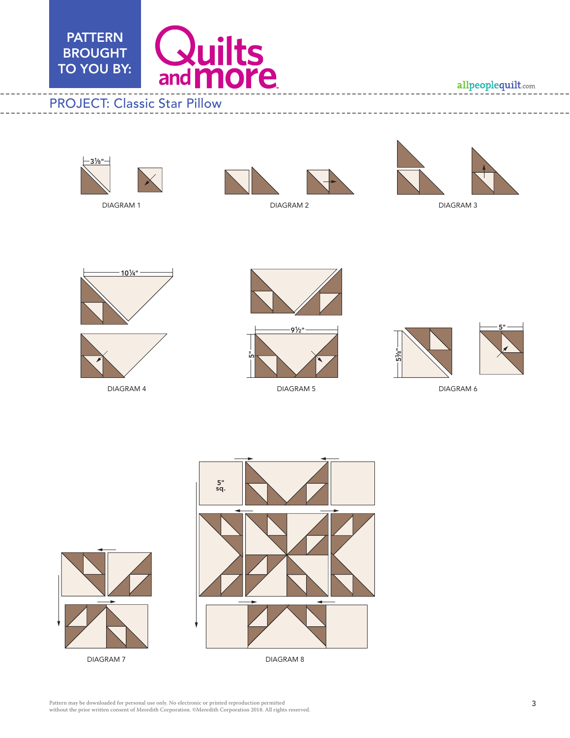PATTERN BROUGHT TO YOU BY: Quilts and more

allpeoplequilt.com

PROJECT: Classic Star Pillow

3⅛"

DIAGRAM 1

DIAGRAM 2

DIAGRAM 3

10¼"

DIAGRAM 4

9½"

5"

DIAGRAM 5

5⅜"

5"

DIAGRAM 6

DIAGRAM 7

5" sq.

DIAGRAM 8

Pattern may be downloaded for personal use only. No electronic or printed reproduction permitted without the prior written consent of Meredith Corporation. ©Meredith Corporation 2018. All rights reserved.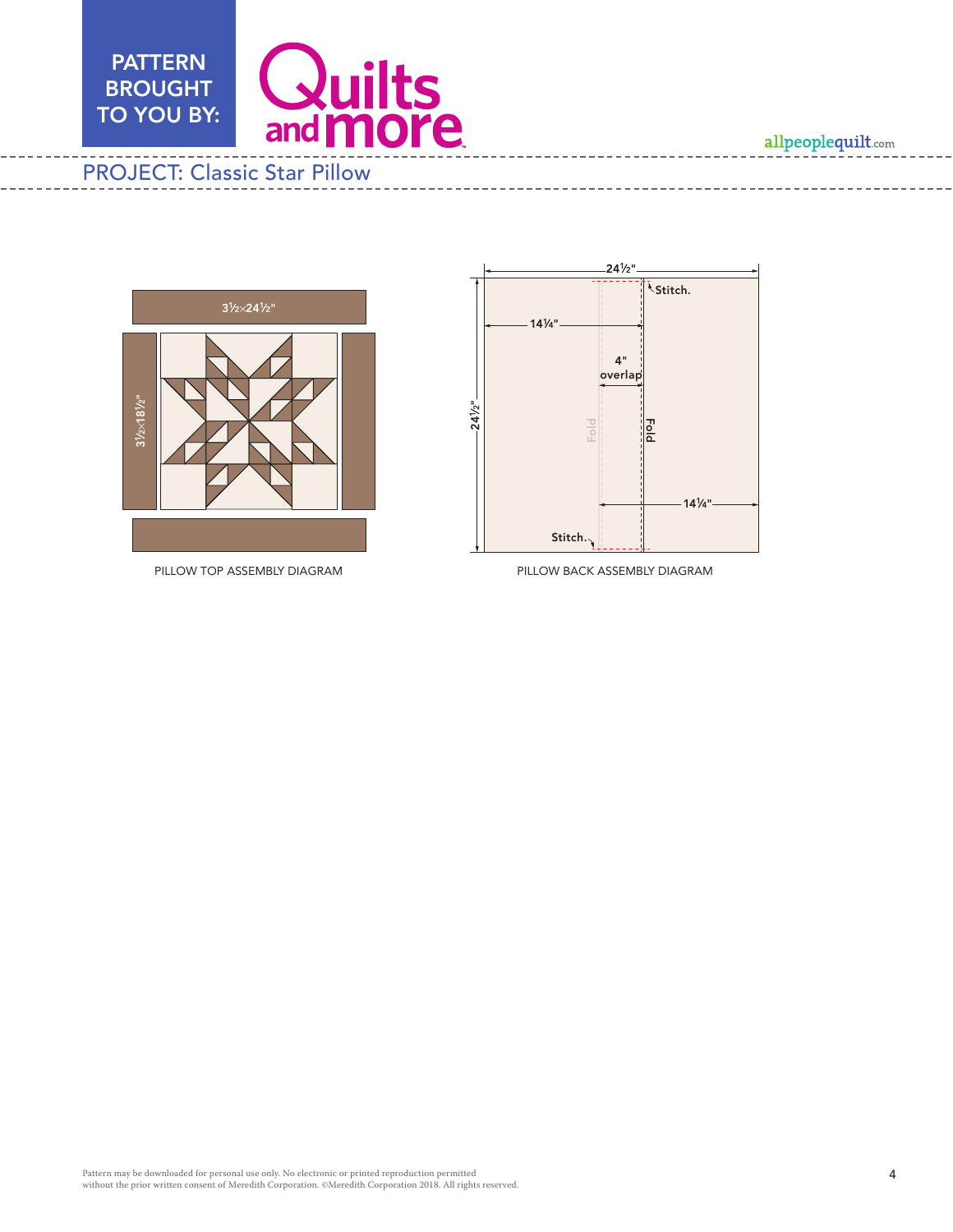PROJECT: Classic Star Pillow

3½×24½"

3½×18½"

PILLOW TOP ASSEMBLY DIAGRAM

24½"

Stitch.

14¼"

4" overlap

Fold

Fold

24½"

14¼"

Stitch.

PILLOW BACK ASSEMBLY DIAGRAM

Pattern may be downloaded for personal use only. No electronic or printed reproduction permitted without the prior written consent of Meredith Corporation. ©Meredith Corporation 2018. All rights reserved.